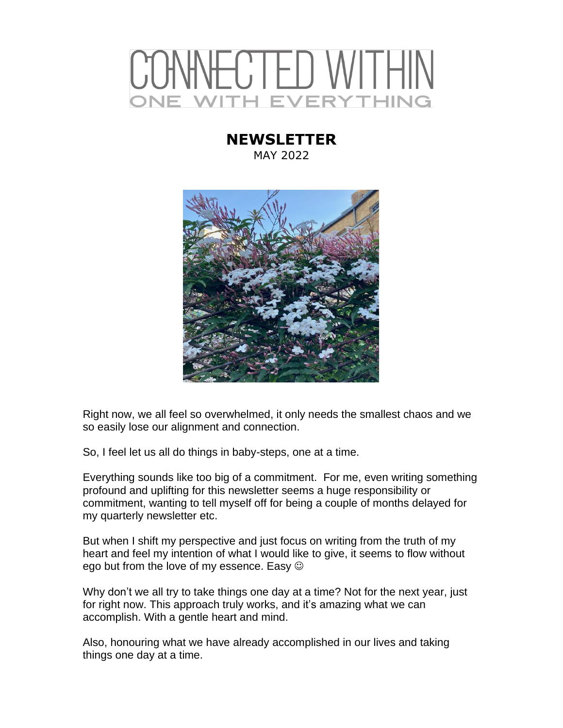# CONNECTED WITHIN

ONE WITH EVERYTHING

## NEWSLETTER

MAY 2022

Right now, we all feel so overwhelmed, it only needs the smallest chaos and we so easily lose our alignment and connection.

So, I feel let us all do things in baby-steps, one at a time.

Everything sounds like too big of a commitment. For me, even writing something profound and uplifting for this newsletter seems a huge responsibility or commitment, wanting to tell myself off for being a couple of months delayed for my quarterly newsletter etc.

But when I shift my perspective and just focus on writing from the truth of my heart and feel my intention of what I would like to give, it seems to flow without ego but from the love of my essence. Easy ☺

Why don't we all try to take things one day at a time? Not for the next year, just for right now. This approach truly works, and it's amazing what we can accomplish. With a gentle heart and mind.

Also, honouring what we have already accomplished in our lives and taking things one day at a time.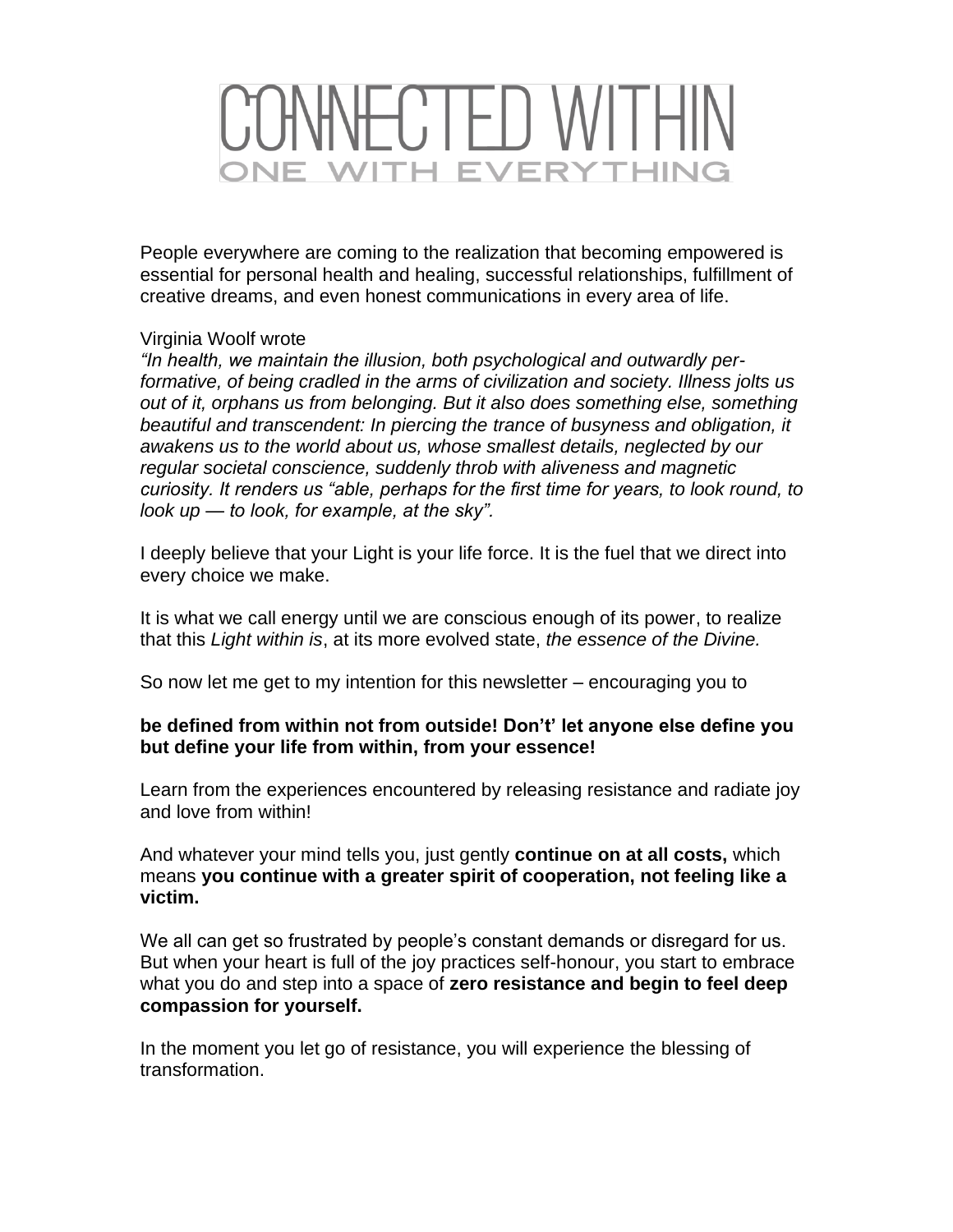# CONNECTED WITHIN

## ONE WITH EVERYTHING

People everywhere are coming to the realization that becoming empowered is essential for personal health and healing, successful relationships, fulfillment of creative dreams, and even honest communications in every area of life.

Virginia Woolf wrote

*"In health, we maintain the illusion, both psychological and outwardly performative, of being cradled in the arms of civilization and society. Illness jolts us out of it, orphans us from belonging. But it also does something else, something beautiful and transcendent: In piercing the trance of busyness and obligation, it awakens us to the world about us, whose smallest details, neglected by our regular societal conscience, suddenly throb with aliveness and magnetic curiosity. It renders us "able, perhaps for the first time for years, to look round, to look up — to look, for example, at the sky".*

I deeply believe that your Light is your life force. It is the fuel that we direct into every choice we make.

It is what we call energy until we are conscious enough of its power, to realize that this *Light within is*, at its more evolved state, *the essence of the Divine.*

So now let me get to my intention for this newsletter – encouraging you to

**be defined from within not from outside! Don't' let anyone else define you but define your life from within, from your essence!**

Learn from the experiences encountered by releasing resistance and radiate joy and love from within!

And whatever your mind tells you, just gently **continue on at all costs,** which means **you continue with a greater spirit of cooperation, not feeling like a victim.**

We all can get so frustrated by people's constant demands or disregard for us. But when your heart is full of the joy practices self-honour, you start to embrace what you do and step into a space of **zero resistance and begin to feel deep compassion for yourself.**

In the moment you let go of resistance, you will experience the blessing of transformation.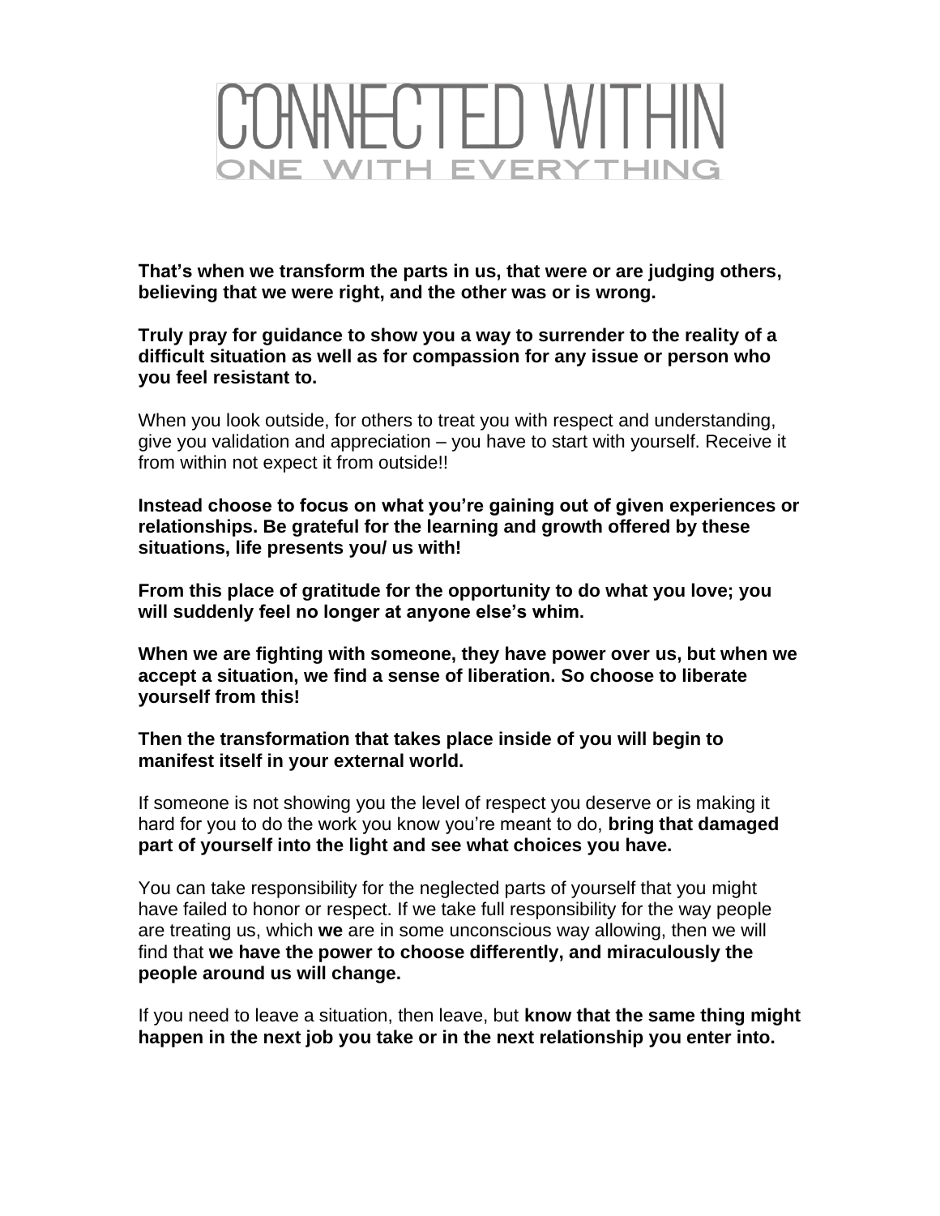**That's when we transform the parts in us, that were or are judging others, believing that we were right, and the other was or is wrong.**

**Truly pray for guidance to show you a way to surrender to the reality of a difficult situation as well as for compassion for any issue or person who you feel resistant to.**

When you look outside, for others to treat you with respect and understanding, give you validation and appreciation – you have to start with yourself. Receive it from within not expect it from outside!!

**Instead choose to focus on what you're gaining out of given experiences or relationships. Be grateful for the learning and growth offered by these situations, life presents you/ us with!**

**From this place of gratitude for the opportunity to do what you love; you will suddenly feel no longer at anyone else's whim.**

**When we are fighting with someone, they have power over us, but when we accept a situation, we find a sense of liberation. So choose to liberate yourself from this!**

**Then the transformation that takes place inside of you will begin to manifest itself in your external world.**

If someone is not showing you the level of respect you deserve or is making it hard for you to do the work you know you're meant to do, **bring that damaged part of yourself into the light and see what choices you have.**

You can take responsibility for the neglected parts of yourself that you might have failed to honor or respect. If we take full responsibility for the way people are treating us, which **we** are in some unconscious way allowing, then we will find that **we have the power to choose differently, and miraculously the people around us will change.**

If you need to leave a situation, then leave, but **know that the same thing might happen in the next job you take or in the next relationship you enter into.**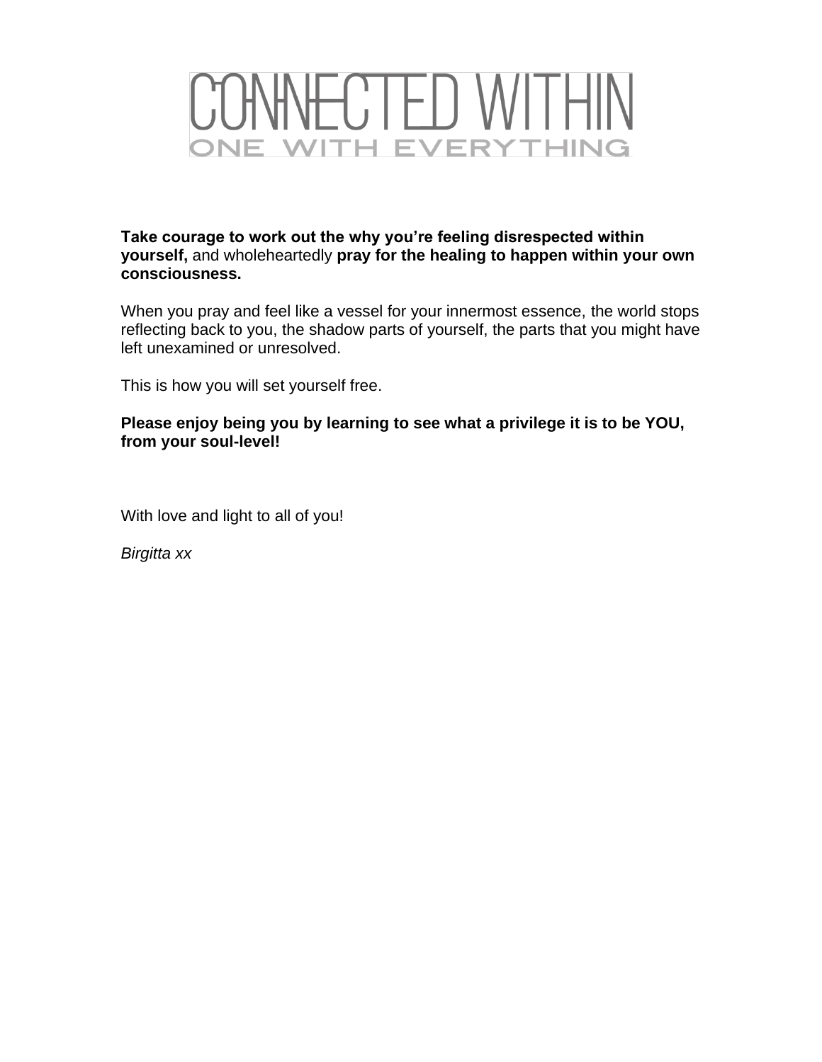CONNECTED WITHIN
ONE WITH EVERYTHING

**Take courage to work out the why you're feeling disrespected within yourself,** and wholeheartedly **pray for the healing to happen within your own consciousness.**

When you pray and feel like a vessel for your innermost essence, the world stops reflecting back to you, the shadow parts of yourself, the parts that you might have left unexamined or unresolved.

This is how you will set yourself free.

**Please enjoy being you by learning to see what a privilege it is to be YOU, from your soul-level!**

With love and light to all of you!

*Birgitta xx*